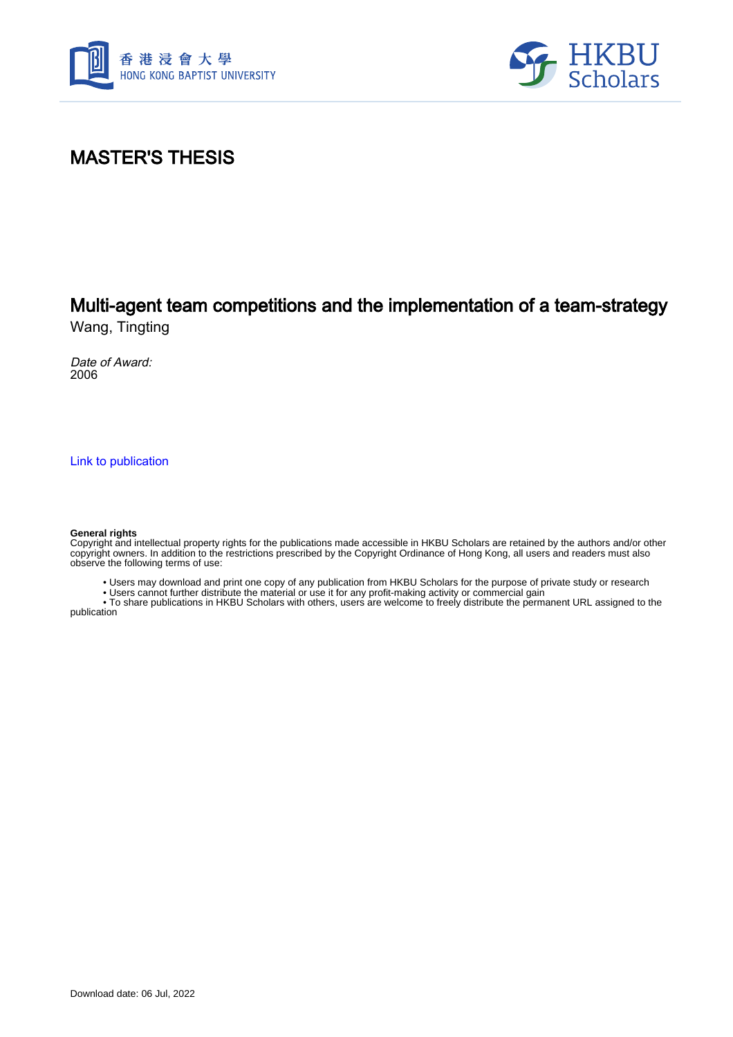# MASTER'S THESIS

## Multi-agent team competitions and the implementation of a team-strategy

Wang, Tingting

*Date of Award:*
2006

Link to publication

**General rights**
Copyright and intellectual property rights for the publications made accessible in HKBU Scholars are retained by the authors and/or other copyright owners. In addition to the restrictions prescribed by the Copyright Ordinance of Hong Kong, all users and readers must also observe the following terms of use:

- Users may download and print one copy of any publication from HKBU Scholars for the purpose of private study or research
- Users cannot further distribute the material or use it for any profit-making activity or commercial gain
- To share publications in HKBU Scholars with others, users are welcome to freely distribute the permanent URL assigned to the publication

Download date: 06 Jul, 2022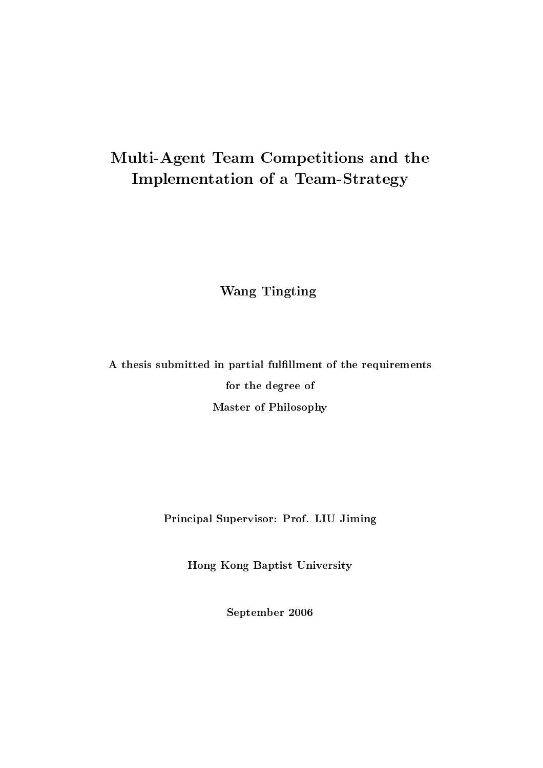# Multi-Agent Team Competitions and the Implementation of a Team-Strategy

**Wang Tingting**

**A thesis submitted in partial fulfillment of the requirements**

**for the degree of**

**Master of Philosophy**

**Principal Supervisor: Prof. LIU Jiming**

**Hong Kong Baptist University**

**September 2006**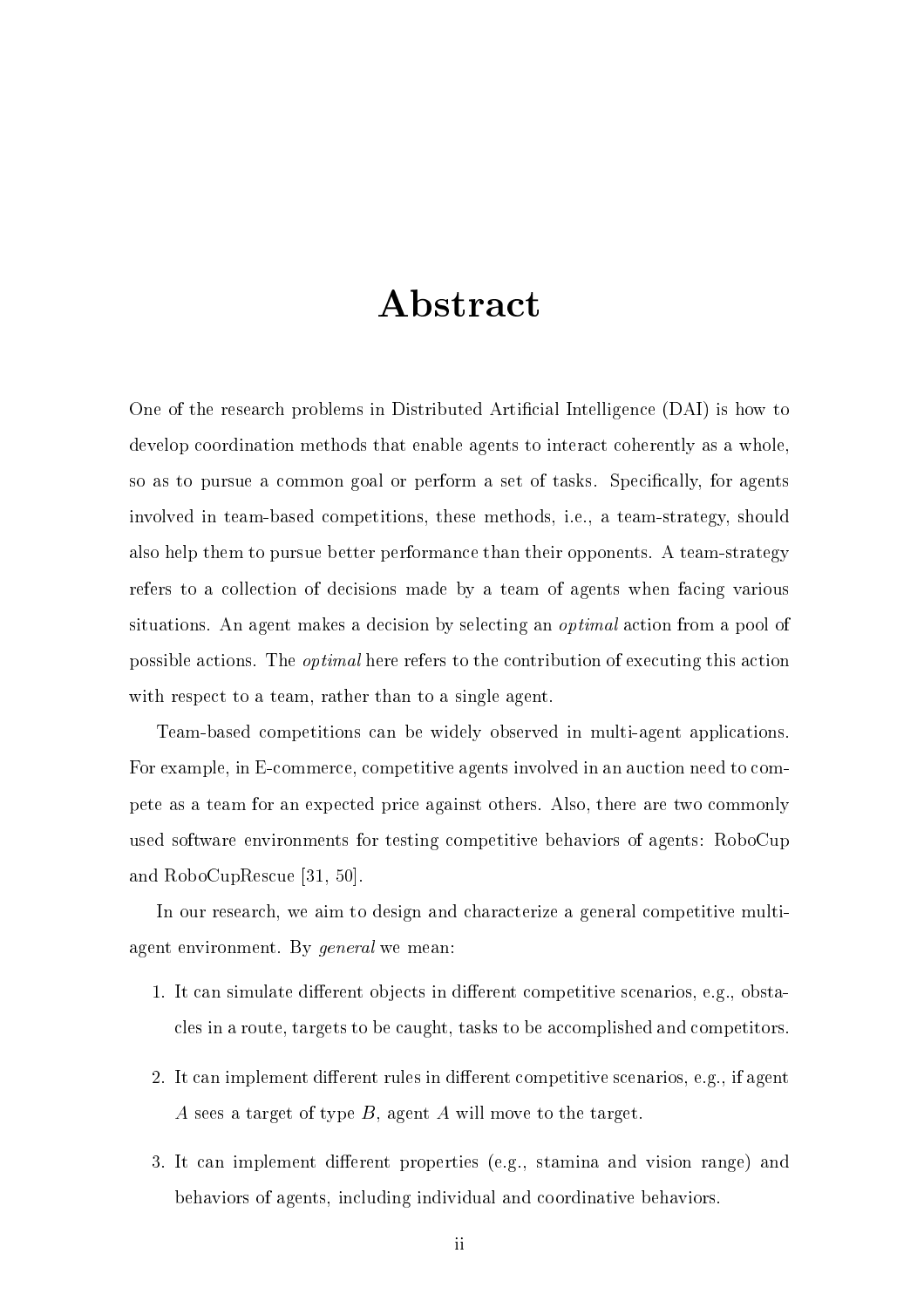# Abstract

One of the research problems in Distributed Artificial Intelligence (DAI) is how to develop coordination methods that enable agents to interact coherently as a whole, so as to pursue a common goal or perform a set of tasks. Specifically, for agents involved in team-based competitions, these methods, i.e., a team-strategy, should also help them to pursue better performance than their opponents. A team-strategy refers to a collection of decisions made by a team of agents when facing various situations. An agent makes a decision by selecting an *optimal* action from a pool of possible actions. The *optimal* here refers to the contribution of executing this action with respect to a team, rather than to a single agent.

Team-based competitions can be widely observed in multi-agent applications. For example, in E-commerce, competitive agents involved in an auction need to compete as a team for an expected price against others. Also, there are two commonly used software environments for testing competitive behaviors of agents: RoboCup and RoboCupRescue [31, 50].

In our research, we aim to design and characterize a general competitive multi-agent environment. By *general* we mean:

1. It can simulate different objects in different competitive scenarios, e.g., obstacles in a route, targets to be caught, tasks to be accomplished and competitors.
2. It can implement different rules in different competitive scenarios, e.g., if agent $A$ sees a target of type $B$, agent $A$ will move to the target.
3. It can implement different properties (e.g., stamina and vision range) and behaviors of agents, including individual and coordinative behaviors.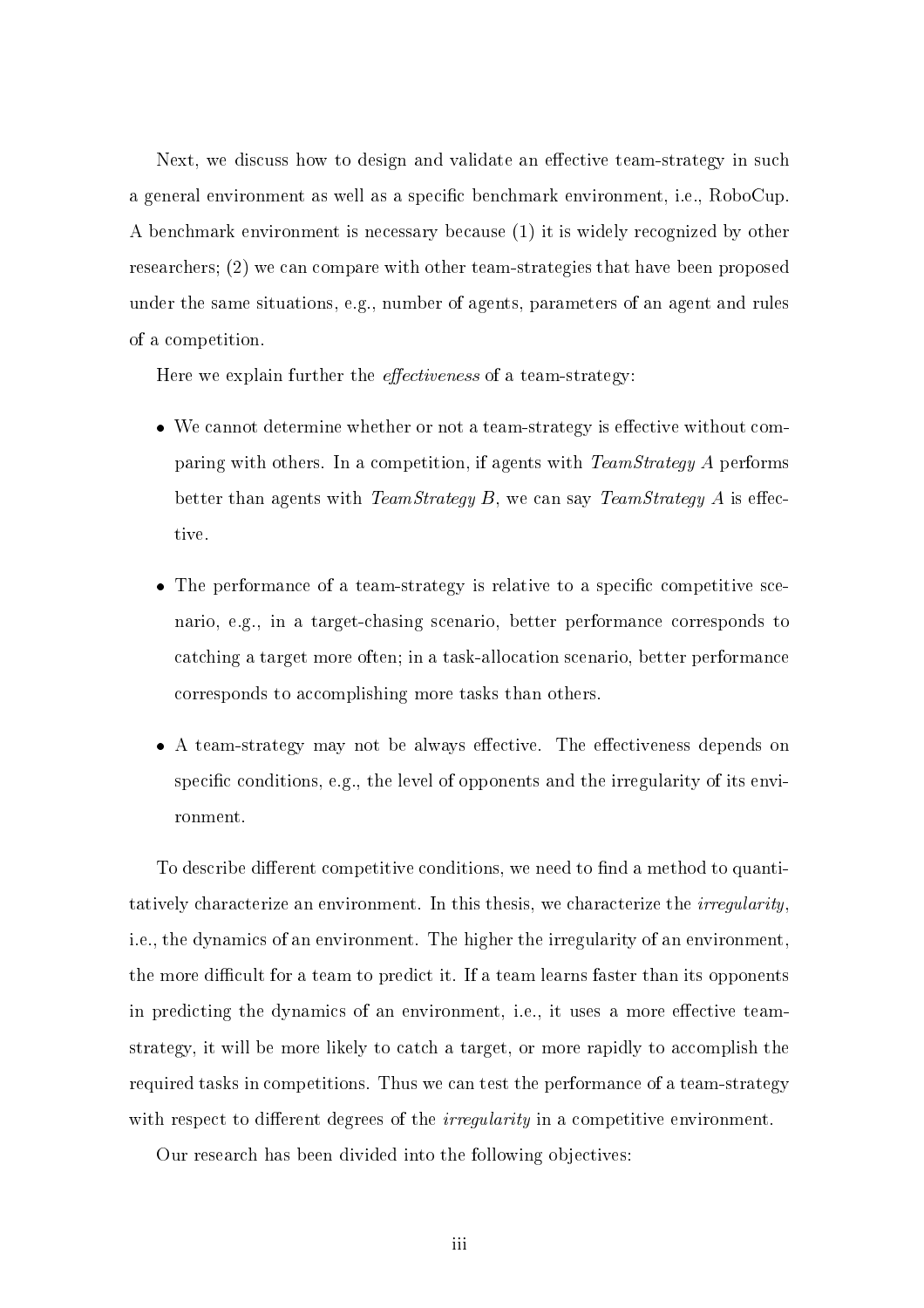Next, we discuss how to design and validate an effective team-strategy in such a general environment as well as a specific benchmark environment, i.e., RoboCup. A benchmark environment is necessary because (1) it is widely recognized by other researchers; (2) we can compare with other team-strategies that have been proposed under the same situations, e.g., number of agents, parameters of an agent and rules of a competition.

Here we explain further the *effectiveness* of a team-strategy:

- We cannot determine whether or not a team-strategy is effective without comparing with others. In a competition, if agents with *TeamStrategy A* performs better than agents with *TeamStrategy B*, we can say *TeamStrategy A* is effective.
- The performance of a team-strategy is relative to a specific competitive scenario, e.g., in a target-chasing scenario, better performance corresponds to catching a target more often; in a task-allocation scenario, better performance corresponds to accomplishing more tasks than others.
- A team-strategy may not be always effective. The effectiveness depends on specific conditions, e.g., the level of opponents and the irregularity of its environment.

To describe different competitive conditions, we need to find a method to quantitatively characterize an environment. In this thesis, we characterize the *irregularity*, i.e., the dynamics of an environment. The higher the irregularity of an environment, the more difficult for a team to predict it. If a team learns faster than its opponents in predicting the dynamics of an environment, i.e., it uses a more effective team-strategy, it will be more likely to catch a target, or more rapidly to accomplish the required tasks in competitions. Thus we can test the performance of a team-strategy with respect to different degrees of the *irregularity* in a competitive environment.

Our research has been divided into the following objectives: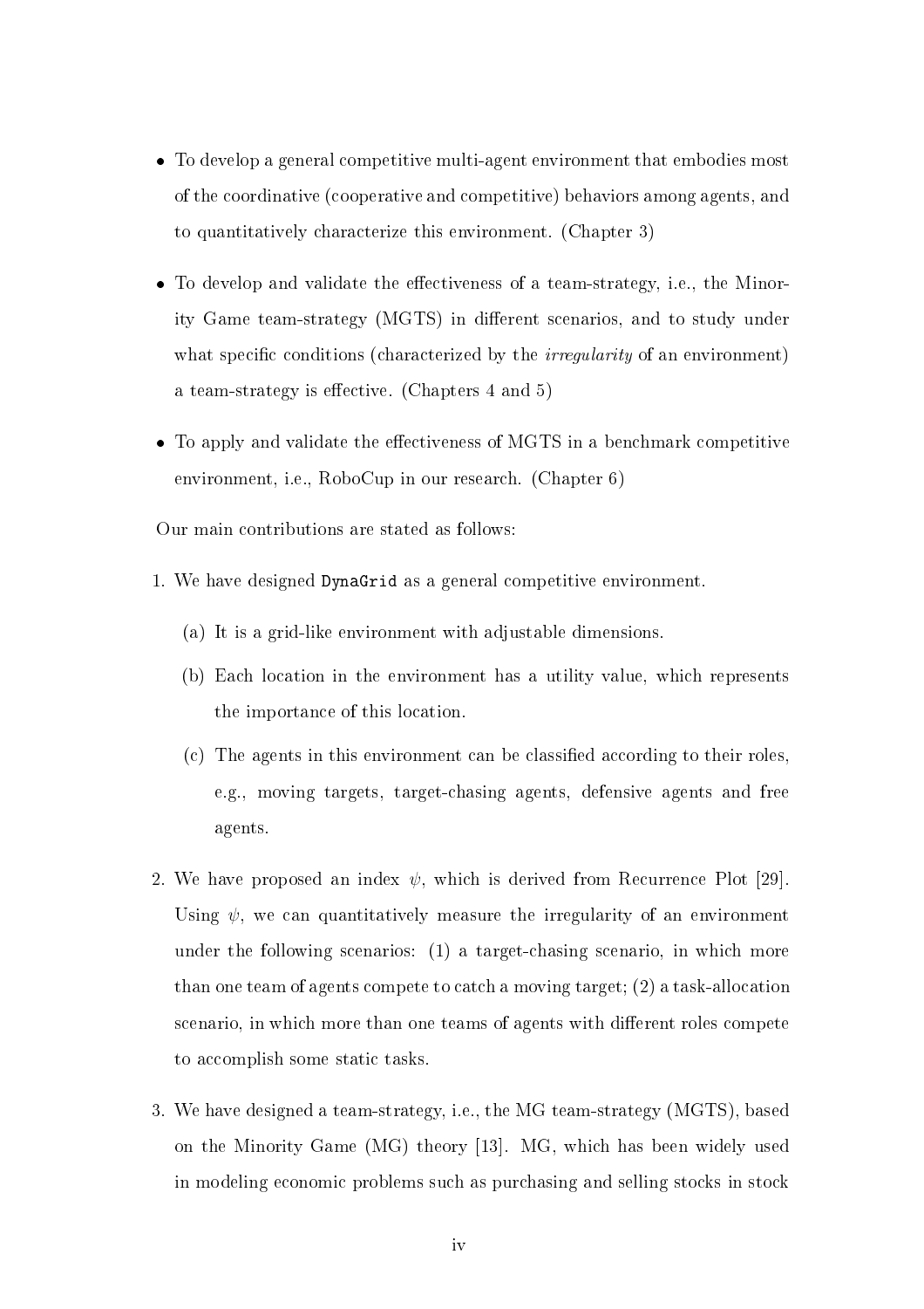- To develop a general competitive multi-agent environment that embodies most of the coordinative (cooperative and competitive) behaviors among agents, and to quantitatively characterize this environment. (Chapter 3)
- To develop and validate the effectiveness of a team-strategy, i.e., the Minority Game team-strategy (MGTS) in different scenarios, and to study under what specific conditions (characterized by the *irregularity* of an environment) a team-strategy is effective. (Chapters 4 and 5)
- To apply and validate the effectiveness of MGTS in a benchmark competitive environment, i.e., RoboCup in our research. (Chapter 6)

Our main contributions are stated as follows:

1. We have designed `DynaGrid` as a general competitive environment.
    (a) It is a grid-like environment with adjustable dimensions.
    (b) Each location in the environment has a utility value, which represents the importance of this location.
    (c) The agents in this environment can be classified according to their roles, e.g., moving targets, target-chasing agents, defensive agents and free agents.
2. We have proposed an index $\psi$, which is derived from Recurrence Plot [29]. Using $\psi$, we can quantitatively measure the irregularity of an environment under the following scenarios: (1) a target-chasing scenario, in which more than one team of agents compete to catch a moving target; (2) a task-allocation scenario, in which more than one teams of agents with different roles compete to accomplish some static tasks.
3. We have designed a team-strategy, i.e., the MG team-strategy (MGTS), based on the Minority Game (MG) theory [13]. MG, which has been widely used in modeling economic problems such as purchasing and selling stocks in stock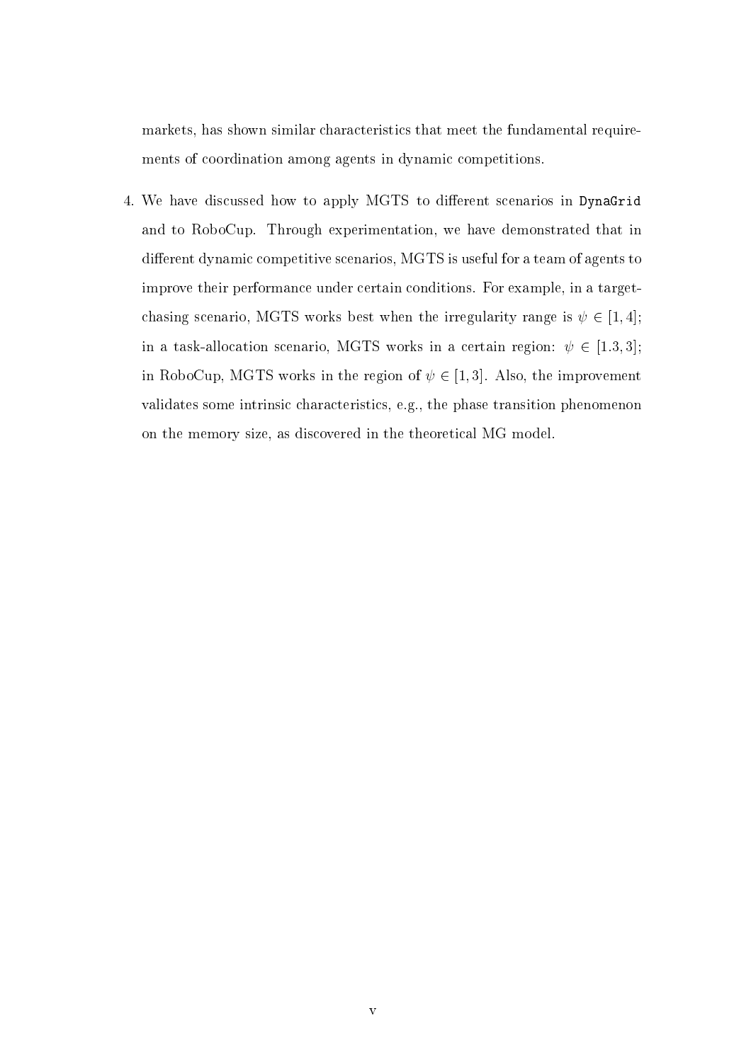markets, has shown similar characteristics that meet the fundamental requirements of coordination among agents in dynamic competitions.

4. We have discussed how to apply MGTS to different scenarios in `DynaGrid` and to RoboCup. Through experimentation, we have demonstrated that in different dynamic competitive scenarios, MGTS is useful for a team of agents to improve their performance under certain conditions. For example, in a target-chasing scenario, MGTS works best when the irregularity range is $\psi \in [1, 4]$; in a task-allocation scenario, MGTS works in a certain region: $\psi \in [1.3, 3]$; in RoboCup, MGTS works in the region of $\psi \in [1, 3]$. Also, the improvement validates some intrinsic characteristics, e.g., the phase transition phenomenon on the memory size, as discovered in the theoretical MG model.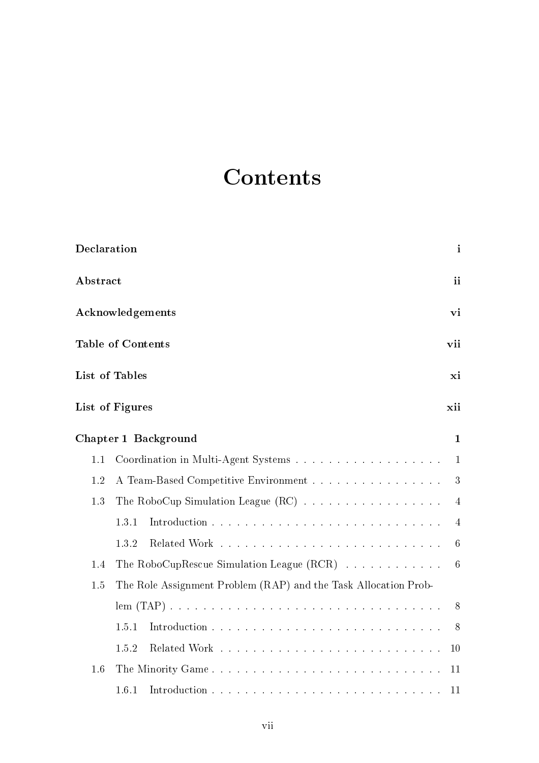# Contents

**Declaration** **i**

**Abstract** **ii**

**Acknowledgements** **vi**

**Table of Contents** **vii**

**List of Tables** **xi**

**List of Figures** **xii**

**Chapter 1 Background** **1**

- 1.1 Coordination in Multi-Agent Systems . . . . . . . . . . . . . . . . . . 1
- 1.2 A Team-Based Competitive Environment . . . . . . . . . . . . . . . . 3
- 1.3 The RoboCup Simulation League (RC) . . . . . . . . . . . . . . . . . 4
  - 1.3.1 Introduction . . . . . . . . . . . . . . . . . . . . . . . . . . . . 4
  - 1.3.2 Related Work . . . . . . . . . . . . . . . . . . . . . . . . . . . 6
- 1.4 The RoboCupRescue Simulation League (RCR) . . . . . . . . . . . . 6
- 1.5 The Role Assignment Problem (RAP) and the Task Allocation Problem (TAP) . . . . . . . . . . . . . . . . . . . . . . . . . . . . . . . . 8
  - 1.5.1 Introduction . . . . . . . . . . . . . . . . . . . . . . . . . . . . 8
  - 1.5.2 Related Work . . . . . . . . . . . . . . . . . . . . . . . . . . . 10
- 1.6 The Minority Game . . . . . . . . . . . . . . . . . . . . . . . . . . . . 11
  - 1.6.1 Introduction . . . . . . . . . . . . . . . . . . . . . . . . . . . . 11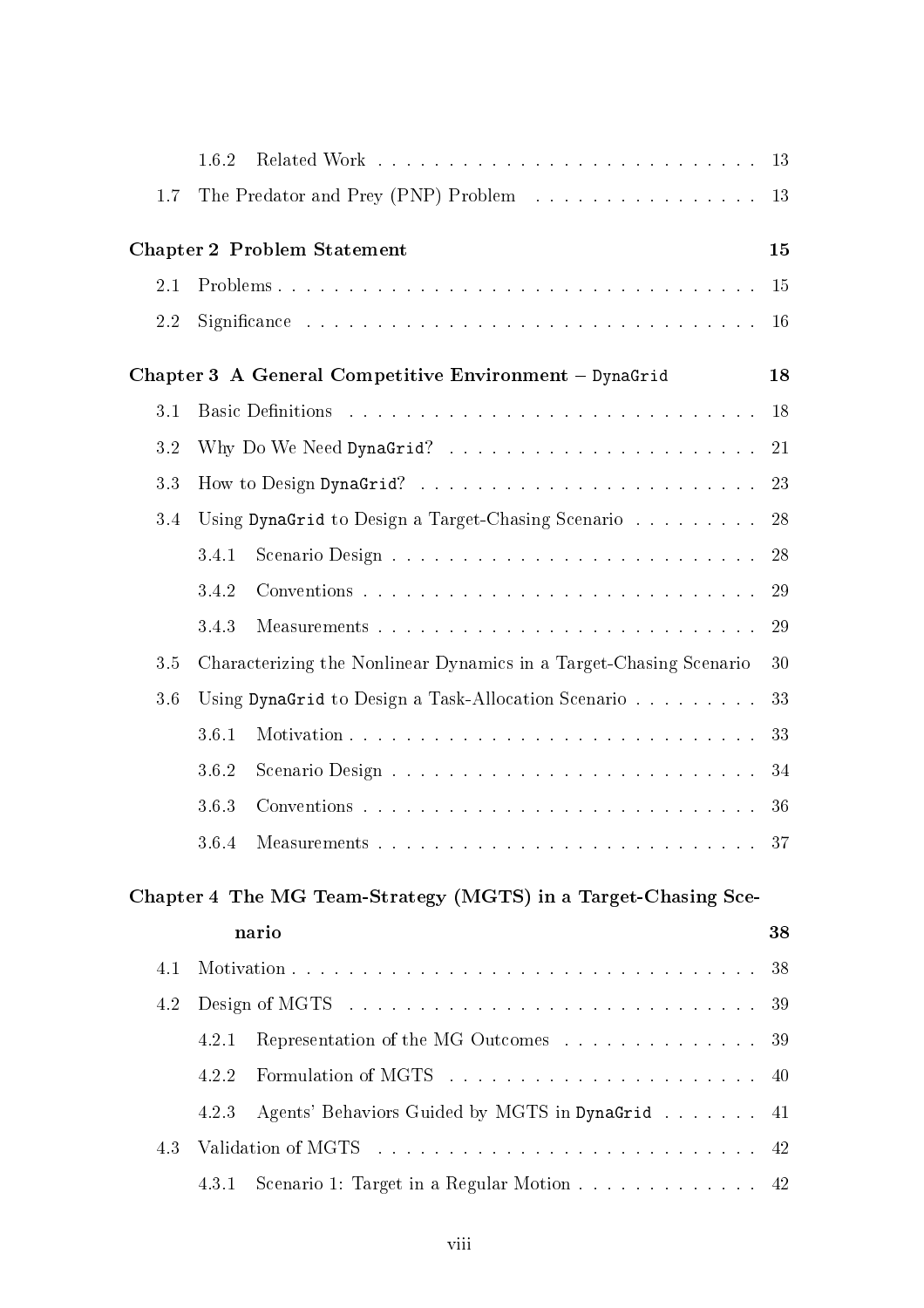1.6.2 Related Work . . . . . . . . . . . . . . . . . . . . . . . . . . . 13

1.7 The Predator and Prey (PNP) Problem . . . . . . . . . . . . . . . . 13

**Chapter 2 Problem Statement** **15**

2.1 Problems . . . . . . . . . . . . . . . . . . . . . . . . . . . . . . . . . . 15

2.2 Significance . . . . . . . . . . . . . . . . . . . . . . . . . . . . . . . . 16

**Chapter 3 A General Competitive Environment – `DynaGrid`** **18**

3.1 Basic Definitions . . . . . . . . . . . . . . . . . . . . . . . . . . . . . 18

3.2 Why Do We Need `DynaGrid`? . . . . . . . . . . . . . . . . . . . . . 21

3.3 How to Design `DynaGrid`? . . . . . . . . . . . . . . . . . . . . . . . 23

3.4 Using `DynaGrid` to Design a Target-Chasing Scenario . . . . . . . . . 28

3.4.1 Scenario Design . . . . . . . . . . . . . . . . . . . . . . . . . . 28

3.4.2 Conventions . . . . . . . . . . . . . . . . . . . . . . . . . . . . 29

3.4.3 Measurements . . . . . . . . . . . . . . . . . . . . . . . . . . . 29

3.5 Characterizing the Nonlinear Dynamics in a Target-Chasing Scenario 30

3.6 Using `DynaGrid` to Design a Task-Allocation Scenario . . . . . . . . . 33

3.6.1 Motivation . . . . . . . . . . . . . . . . . . . . . . . . . . . . . 33

3.6.2 Scenario Design . . . . . . . . . . . . . . . . . . . . . . . . . . 34

3.6.3 Conventions . . . . . . . . . . . . . . . . . . . . . . . . . . . . 36

3.6.4 Measurements . . . . . . . . . . . . . . . . . . . . . . . . . . . 37

**Chapter 4 The MG Team-Strategy (MGTS) in a Target-Chasing Scenario** **38**

4.1 Motivation . . . . . . . . . . . . . . . . . . . . . . . . . . . . . . . . . 38

4.2 Design of MGTS . . . . . . . . . . . . . . . . . . . . . . . . . . . . . 39

4.2.1 Representation of the MG Outcomes . . . . . . . . . . . . . . 39

4.2.2 Formulation of MGTS . . . . . . . . . . . . . . . . . . . . . . 40

4.2.3 Agents' Behaviors Guided by MGTS in `DynaGrid` . . . . . . . 41

4.3 Validation of MGTS . . . . . . . . . . . . . . . . . . . . . . . . . . . 42

4.3.1 Scenario 1: Target in a Regular Motion . . . . . . . . . . . . . 42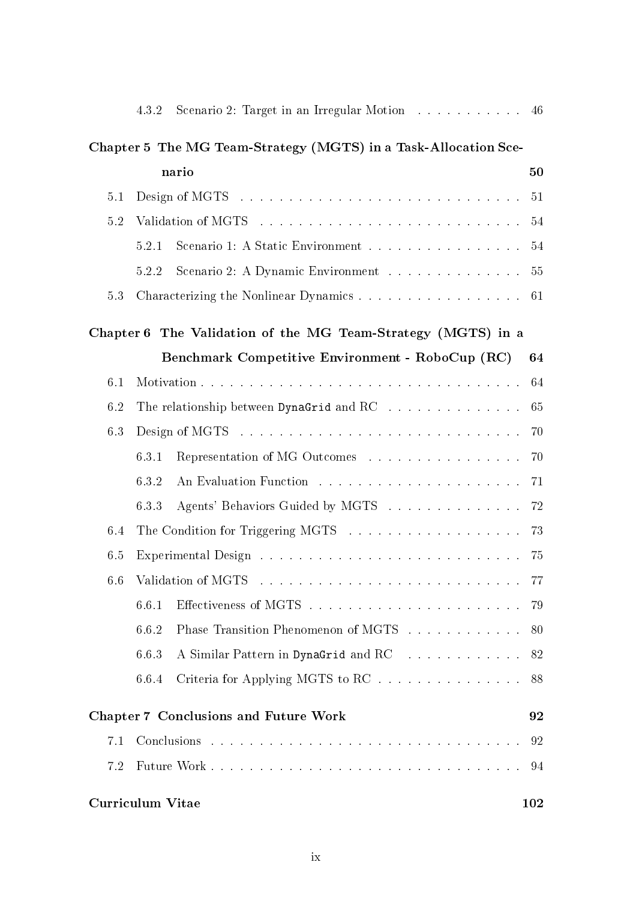4.3.2 Scenario 2: Target in an Irregular Motion . . . . . . . . . . . 46

**Chapter 5 The MG Team-Strategy (MGTS) in a Task-Allocation Scenario** **50**

5.1 Design of MGTS . . . . . . . . . . . . . . . . . . . . . . . . . . . . 51

5.2 Validation of MGTS . . . . . . . . . . . . . . . . . . . . . . . . . . 54

5.2.1 Scenario 1: A Static Environment . . . . . . . . . . . . . . . . 54

5.2.2 Scenario 2: A Dynamic Environment . . . . . . . . . . . . . . 55

5.3 Characterizing the Nonlinear Dynamics . . . . . . . . . . . . . . . . 61

**Chapter 6 The Validation of the MG Team-Strategy (MGTS) in a Benchmark Competitive Environment - RoboCup (RC)** **64**

6.1 Motivation . . . . . . . . . . . . . . . . . . . . . . . . . . . . . . . 64

6.2 The relationship between `DynaGrid` and RC . . . . . . . . . . . . . . 65

6.3 Design of MGTS . . . . . . . . . . . . . . . . . . . . . . . . . . . . 70

6.3.1 Representation of MG Outcomes . . . . . . . . . . . . . . . . 70

6.3.2 An Evaluation Function . . . . . . . . . . . . . . . . . . . . . 71

6.3.3 Agents' Behaviors Guided by MGTS . . . . . . . . . . . . . . 72

6.4 The Condition for Triggering MGTS . . . . . . . . . . . . . . . . . . 73

6.5 Experimental Design . . . . . . . . . . . . . . . . . . . . . . . . . . 75

6.6 Validation of MGTS . . . . . . . . . . . . . . . . . . . . . . . . . . 77

6.6.1 Effectiveness of MGTS . . . . . . . . . . . . . . . . . . . . . . 79

6.6.2 Phase Transition Phenomenon of MGTS . . . . . . . . . . . . 80

6.6.3 A Similar Pattern in `DynaGrid` and RC . . . . . . . . . . . . 82

6.6.4 Criteria for Applying MGTS to RC . . . . . . . . . . . . . . . 88

**Chapter 7 Conclusions and Future Work** **92**

7.1 Conclusions . . . . . . . . . . . . . . . . . . . . . . . . . . . . . . . 92

7.2 Future Work . . . . . . . . . . . . . . . . . . . . . . . . . . . . . . . 94

**Curriculum Vitae** **102**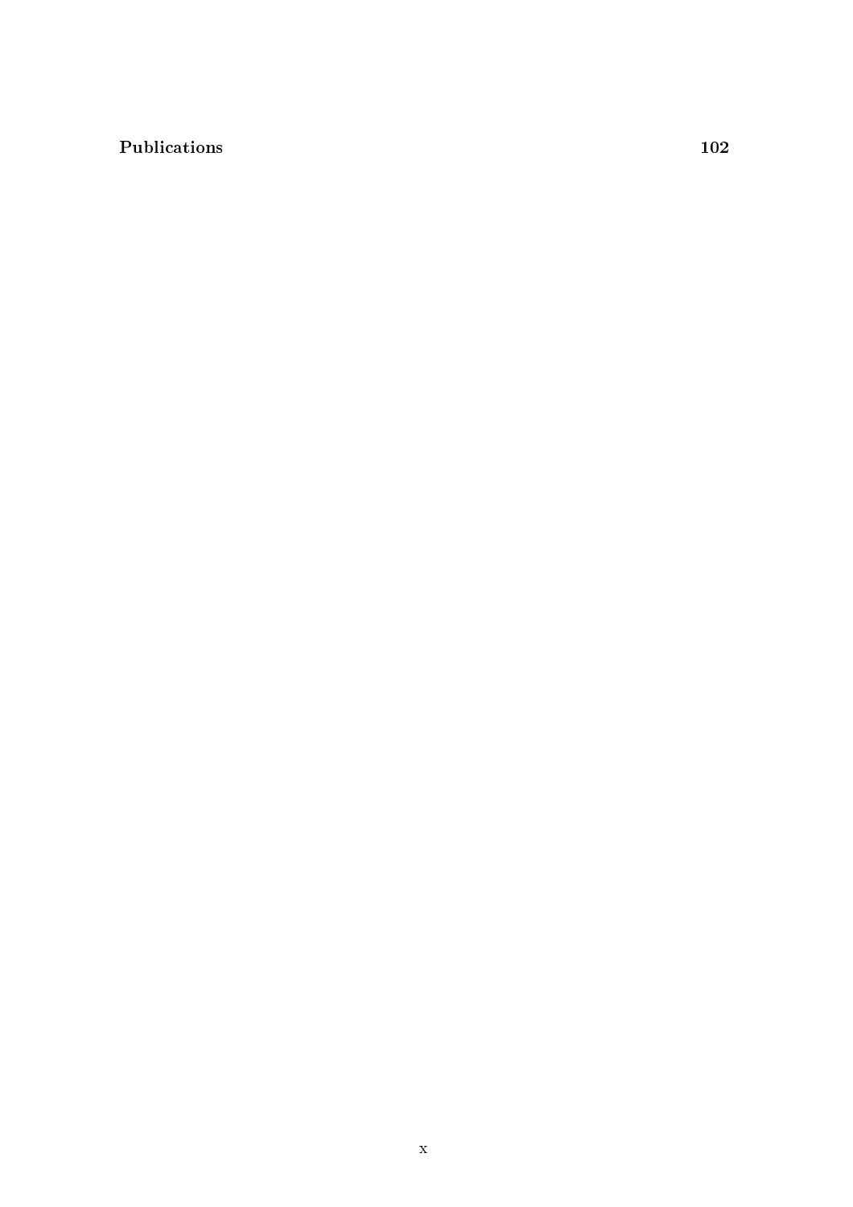**Publications** **102**